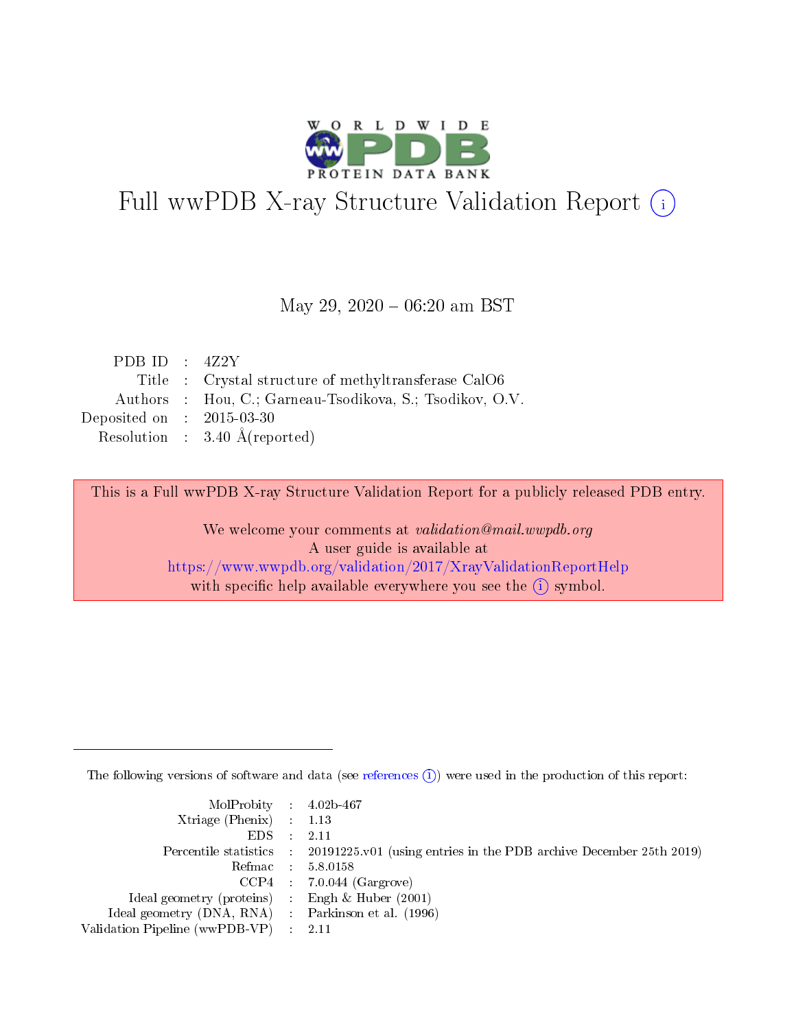# Full wwPDB X-ray Structure Validation Report (i)

May 29, 2020 – 06:20 am BST

| | | |
|---|---|---|
| PDB ID | : | 4Z2Y |
| Title | : | Crystal structure of methyltransferase CalO6 |
| Authors | : | Hou, C.; Garneau-Tsodikova, S.; Tsodikov, O.V. |
| Deposited on | : | 2015-03-30 |
| Resolution | : | 3.40 Å(reported) |

This is a Full wwPDB X-ray Structure Validation Report for a publicly released PDB entry.

We welcome your comments at *validation@mail.wwpdb.org*
A user guide is available at
https://www.wwpdb.org/validation/2017/XrayValidationReportHelp
with specific help available everywhere you see the (i) symbol.

---

The following versions of software and data (see references (i)) were used in the production of this report:

| | | |
|---|---|---|
| MolProbity | : | 4.02b-467 |
| Xtriage (Phenix) | : | 1.13 |
| EDS | : | 2.11 |
| Percentile statistics | : | 20191225.v01 (using entries in the PDB archive December 25th 2019) |
| Refmac | : | 5.8.0158 |
| CCP4 | : | 7.0.044 (Gargrove) |
| Ideal geometry (proteins) | : | Engh & Huber (2001) |
| Ideal geometry (DNA, RNA) | : | Parkinson et al. (1996) |
| Validation Pipeline (wwPDB-VP) | : | 2.11 |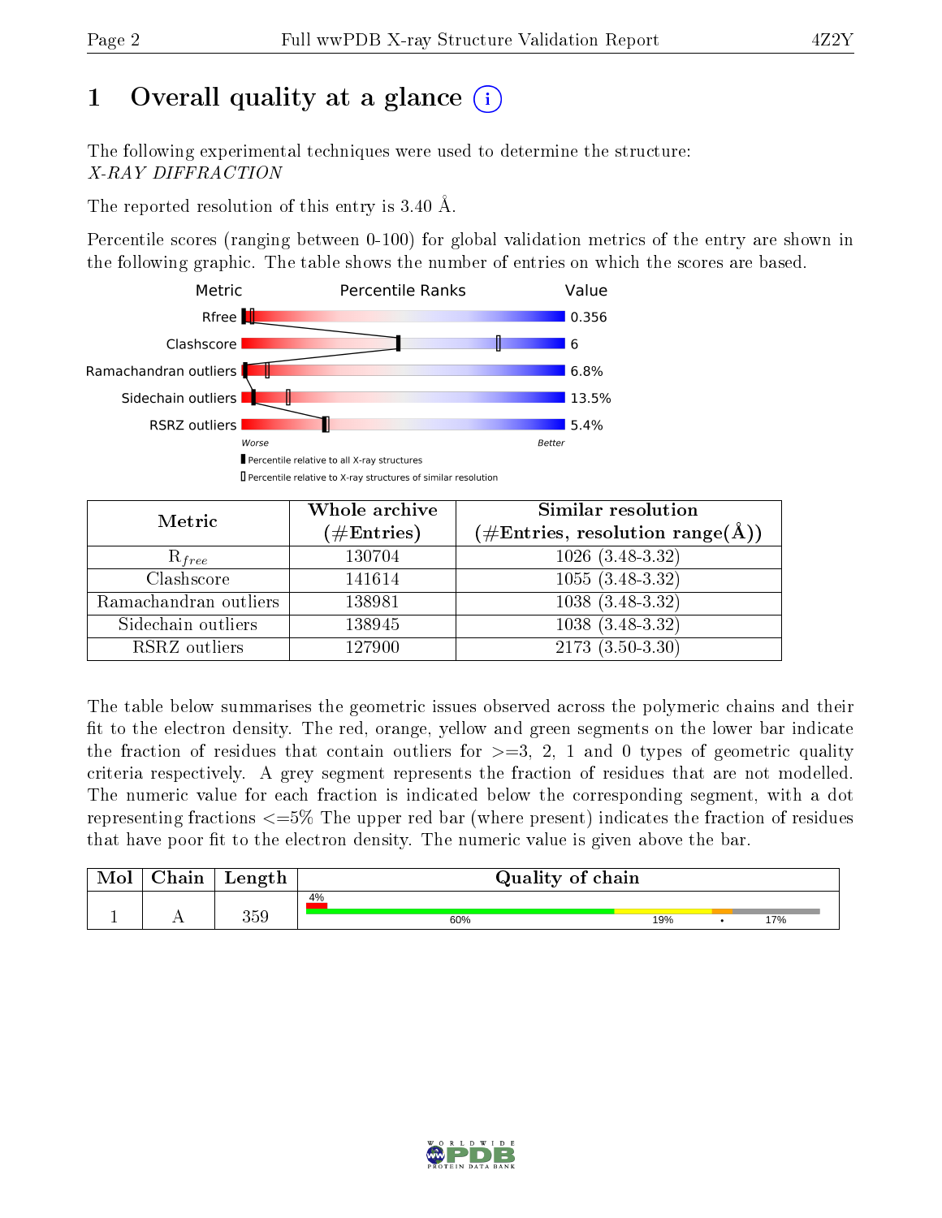# 1 Overall quality at a glance

The following experimental techniques were used to determine the structure:
*X-RAY DIFFRACTION*

The reported resolution of this entry is 3.40 Å.

Percentile scores (ranging between 0-100) for global validation metrics of the entry are shown in the following graphic. The table shows the number of entries on which the scores are based.

| Metric | Value |
|---|---|
| Rfree | 0.356 |
| Clashscore | 6 |
| Ramachandran outliers | 6.8% |
| Sidechain outliers | 13.5% |
| RSRZ outliers | 5.4% |

Worse — Better

▮ Percentile relative to all X-ray structures
▯ Percentile relative to X-ray structures of similar resolution

| Metric | Whole archive (#Entries) | Similar resolution (#Entries, resolution range(Å)) |
|---|---|---|
| $R_{free}$ | 130704 | 1026 (3.48-3.32) |
| Clashscore | 141614 | 1055 (3.48-3.32) |
| Ramachandran outliers | 138981 | 1038 (3.48-3.32) |
| Sidechain outliers | 138945 | 1038 (3.48-3.32) |
| RSRZ outliers | 127900 | 2173 (3.50-3.30) |

The table below summarises the geometric issues observed across the polymeric chains and their fit to the electron density. The red, orange, yellow and green segments on the lower bar indicate the fraction of residues that contain outliers for >=3, 2, 1 and 0 types of geometric quality criteria respectively. A grey segment represents the fraction of residues that are not modelled. The numeric value for each fraction is indicated below the corresponding segment, with a dot representing fractions <=5% The upper red bar (where present) indicates the fraction of residues that have poor fit to the electron density. The numeric value is given above the bar.

| Mol | Chain | Length | Quality of chain |
|---|---|---|---|
| 1 | A | 359 | 4% (poor fit); 60%, 19%, •, 17% |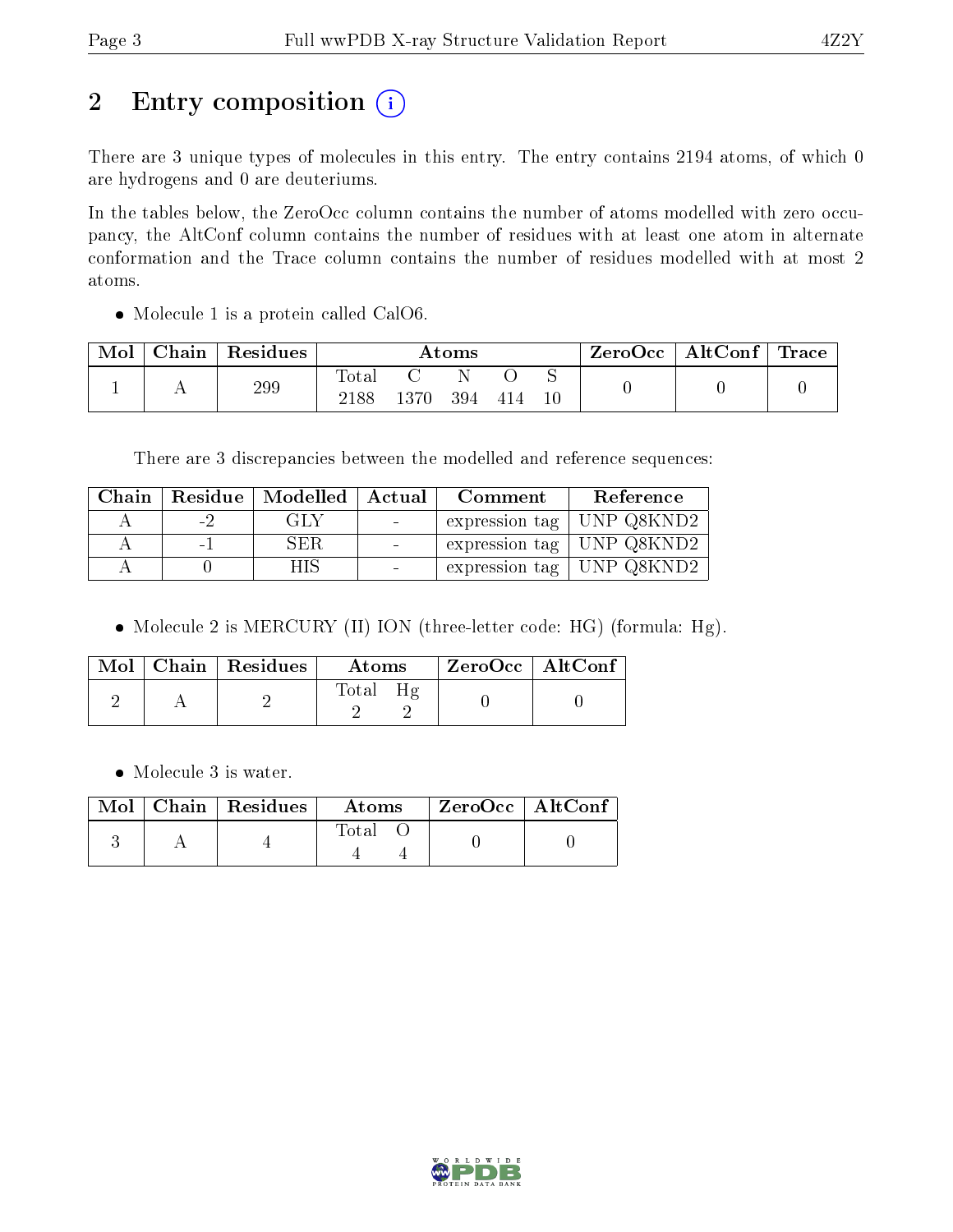# 2 Entry composition (i)

There are 3 unique types of molecules in this entry. The entry contains 2194 atoms, of which 0 are hydrogens and 0 are deuteriums.

In the tables below, the ZeroOcc column contains the number of atoms modelled with zero occupancy, the AltConf column contains the number of residues with at least one atom in alternate conformation and the Trace column contains the number of residues modelled with at most 2 atoms.

- Molecule 1 is a protein called CalO6.

| Mol | Chain | Residues | Atoms | | | | | ZeroOcc | AltConf | Trace |
|---|---|---|---|---|---|---|---|---|---|---|
| 1 | A | 299 | Total<br>2188 | C<br>1370 | N<br>394 | O<br>414 | S<br>10 | 0 | 0 | 0 |

There are 3 discrepancies between the modelled and reference sequences:

| Chain | Residue | Modelled | Actual | Comment | Reference |
|---|---|---|---|---|---|
| A | -2 | GLY | - | expression tag | UNP Q8KND2 |
| A | -1 | SER | - | expression tag | UNP Q8KND2 |
| A | 0 | HIS | - | expression tag | UNP Q8KND2 |

- Molecule 2 is MERCURY (II) ION (three-letter code: HG) (formula: Hg).

| Mol | Chain | Residues | Atoms | | ZeroOcc | AltConf |
|---|---|---|---|---|---|---|
| 2 | A | 2 | Total<br>2 | Hg<br>2 | 0 | 0 |

- Molecule 3 is water.

| Mol | Chain | Residues | Atoms | | ZeroOcc | AltConf |
|---|---|---|---|---|---|---|
| 3 | A | 4 | Total<br>4 | O<br>4 | 0 | 0 |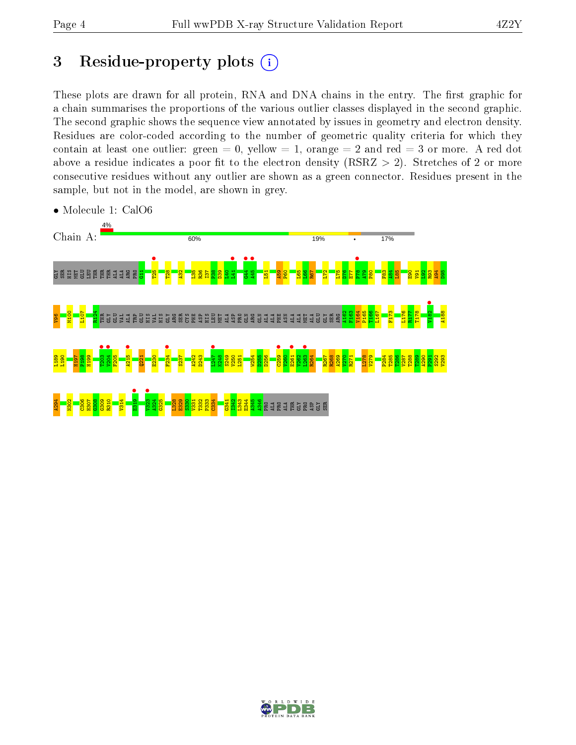# 3 Residue-property plots

These plots are drawn for all protein, RNA and DNA chains in the entry. The first graphic for a chain summarises the proportions of the various outlier classes displayed in the second graphic. The second graphic shows the sequence view annotated by issues in geometry and electron density. Residues are color-coded according to the number of geometric quality criteria for which they contain at least one outlier: green = 0, yellow = 1, orange = 2 and red = 3 or more. A red dot above a residue indicates a poor fit to the electron density (RSRZ > 2). Stretches of 2 or more consecutive residues without any outlier are shown as a green connector. Residues present in the sample, but not in the model, are shown in grey.

- Molecule 1: CalO6

Chain A: 4% | 60% | 19% | • | 17%

GLY SER HIS MET GLU LEU THR THR ALA ALA ARG PRO G11 T25 T28 A32 I35 R36 I37 P38 D39 L40 L41 G44 A45 L51 A59 P60 L65 L66 R67 L72 L75 D76 E77 P78 A79 P80 F83 A84 L85 E90 V91 I92 R93 A94 D95

V96 M100 L107 R124 THR GLY GLU VAL ALA TRP GLU HIS VAL HIS GLY ARG SER CYS PHE ASP HIS LEU MET ALA ASP PRO GLN ARG GLN ALA ALA PHE ASN ALA ALA MET ALA GLU GLY SER ARG A162 F163 V164 P165 T166 L167 F173 L176 R177 T178 V182 A188

I189 L190 H197 P198 H199 T203 V204 F205 A215 Q221 E230 F234 S237 A242 D243 I247 K248 S249 V250 L251 W254 D255 D256 C259 V260 E261 W262 L263 R264 R267 R268 A269 V270 R271 L278 V279 P284 T285 T286 V287 T288 T289 A290 P291 S292 V293

A294 N302 C306 H307 G308 G309 R310 V314 E319 V323 A324 G325 L328 E329 S330 V331 T332 P333 C334 G341 I342 L343 E344 A345 A346 PRO ALA PRO ALA THR GLY PRO ASP GLY SER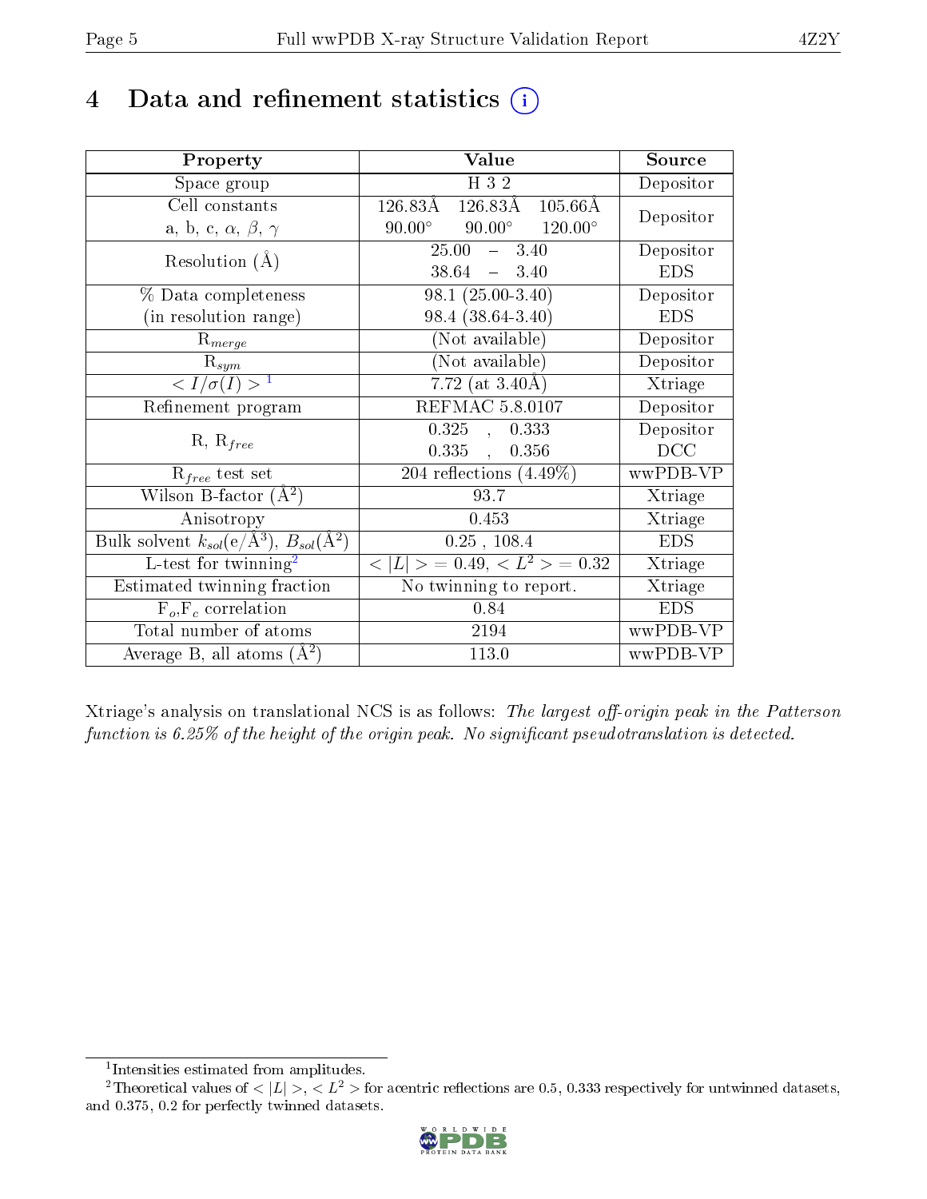# 4 Data and refinement statistics (i)

| Property | Value | Source |
|---|---|---|
| Space group | H 3 2 | Depositor |
| Cell constants<br>a, b, c, $\alpha$, $\beta$, $\gamma$ | 126.83Å 126.83Å 105.66Å<br>90.00° 90.00° 120.00° | Depositor |
| Resolution (Å) | 25.00 – 3.40<br>38.64 – 3.40 | Depositor<br>EDS |
| % Data completeness<br>(in resolution range) | 98.1 (25.00-3.40)<br>98.4 (38.64-3.40) | Depositor<br>EDS |
| $R_{merge}$ | (Not available) | Depositor |
| $R_{sym}$ | (Not available) | Depositor |
| $< I/\sigma(I) >$ [1] | 7.72 (at 3.40Å) | Xtriage |
| Refinement program | REFMAC 5.8.0107 | Depositor |
| R, $R_{free}$ | 0.325 , 0.333<br>0.335 , 0.356 | Depositor<br>DCC |
| $R_{free}$ test set | 204 reflections (4.49%) | wwPDB-VP |
| Wilson B-factor (Å$^2$) | 93.7 | Xtriage |
| Anisotropy | 0.453 | Xtriage |
| Bulk solvent $k_{sol}$(e/Å$^3$), $B_{sol}$(Å$^2$) | 0.25 , 108.4 | EDS |
| L-test for twinning[2] | $< \|L\| >$ = 0.49, $< L^2 >$ = 0.32 | Xtriage |
| Estimated twinning fraction | No twinning to report. | Xtriage |
| $F_o$,$F_c$ correlation | 0.84 | EDS |
| Total number of atoms | 2194 | wwPDB-VP |
| Average B, all atoms (Å$^2$) | 113.0 | wwPDB-VP |

Xtriage's analysis on translational NCS is as follows: *The largest off-origin peak in the Patterson function is 6.25% of the height of the origin peak. No significant pseudotranslation is detected.*

[1] Intensities estimated from amplitudes.

[2] Theoretical values of $< |L| >$, $< L^2 >$ for acentric reflections are 0.5, 0.333 respectively for untwinned datasets, and 0.375, 0.2 for perfectly twinned datasets.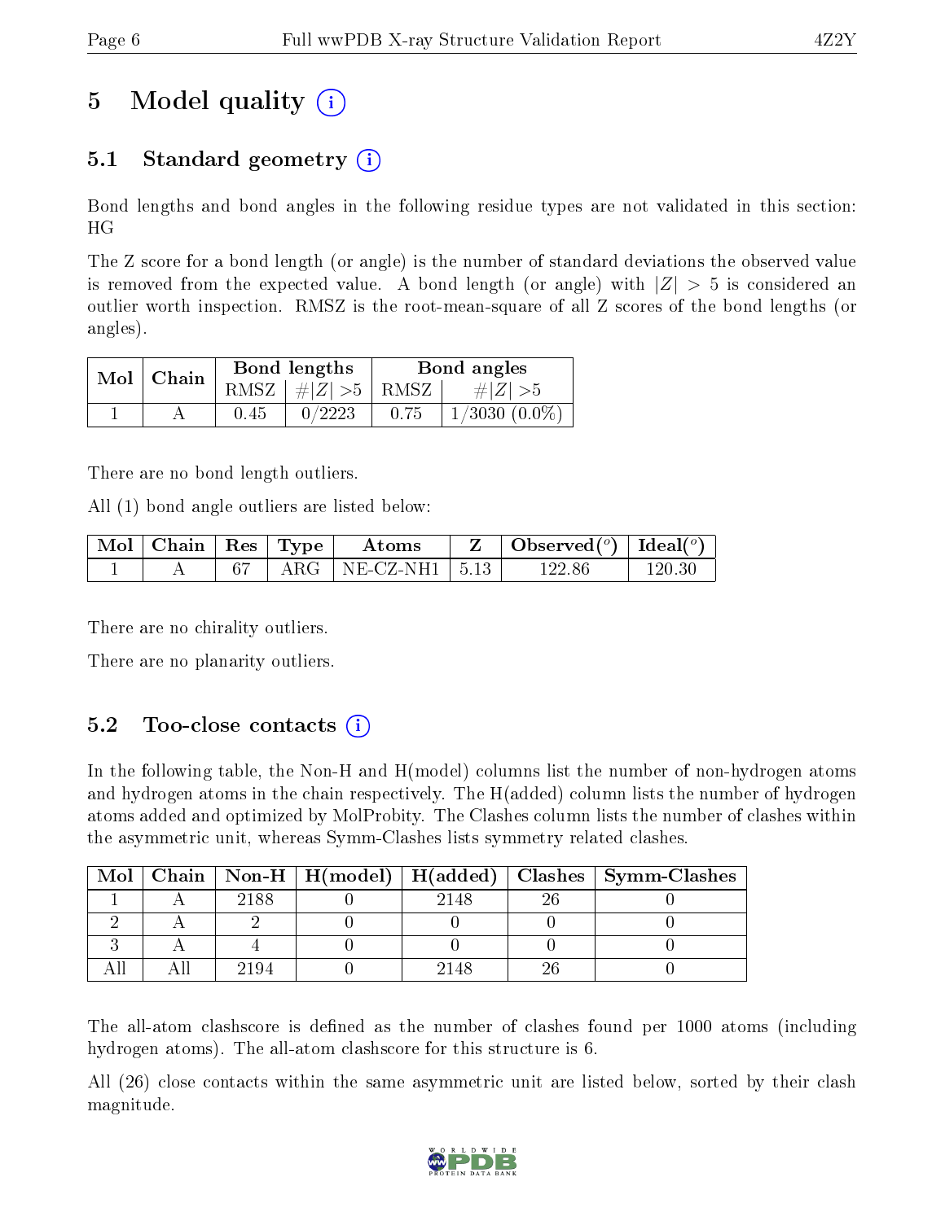# 5 Model quality

## 5.1 Standard geometry

Bond lengths and bond angles in the following residue types are not validated in this section: HG

The Z score for a bond length (or angle) is the number of standard deviations the observed value is removed from the expected value. A bond length (or angle) with $|Z| > 5$ is considered an outlier worth inspection. RMSZ is the root-mean-square of all Z scores of the bond lengths (or angles).

| Mol | Chain | Bond lengths | | Bond angles | |
|---|---|---|---|---|---|
| | | RMSZ | $\#|Z| > 5$ | RMSZ | $\#|Z| > 5$ |
| 1 | A | 0.45 | 0/2223 | 0.75 | 1/3030 (0.0%) |

There are no bond length outliers.

All (1) bond angle outliers are listed below:

| Mol | Chain | Res | Type | Atoms | Z | Observed($^o$) | Ideal($^o$) |
|---|---|---|---|---|---|---|---|
| 1 | A | 67 | ARG | NE-CZ-NH1 | 5.13 | 122.86 | 120.30 |

There are no chirality outliers.

There are no planarity outliers.

## 5.2 Too-close contacts

In the following table, the Non-H and H(model) columns list the number of non-hydrogen atoms and hydrogen atoms in the chain respectively. The H(added) column lists the number of hydrogen atoms added and optimized by MolProbity. The Clashes column lists the number of clashes within the asymmetric unit, whereas Symm-Clashes lists symmetry related clashes.

| Mol | Chain | Non-H | H(model) | H(added) | Clashes | Symm-Clashes |
|---|---|---|---|---|---|---|
| 1 | A | 2188 | 0 | 2148 | 26 | 0 |
| 2 | A | 2 | 0 | 0 | 0 | 0 |
| 3 | A | 4 | 0 | 0 | 0 | 0 |
| All | All | 2194 | 0 | 2148 | 26 | 0 |

The all-atom clashscore is defined as the number of clashes found per 1000 atoms (including hydrogen atoms). The all-atom clashscore for this structure is 6.

All (26) close contacts within the same asymmetric unit are listed below, sorted by their clash magnitude.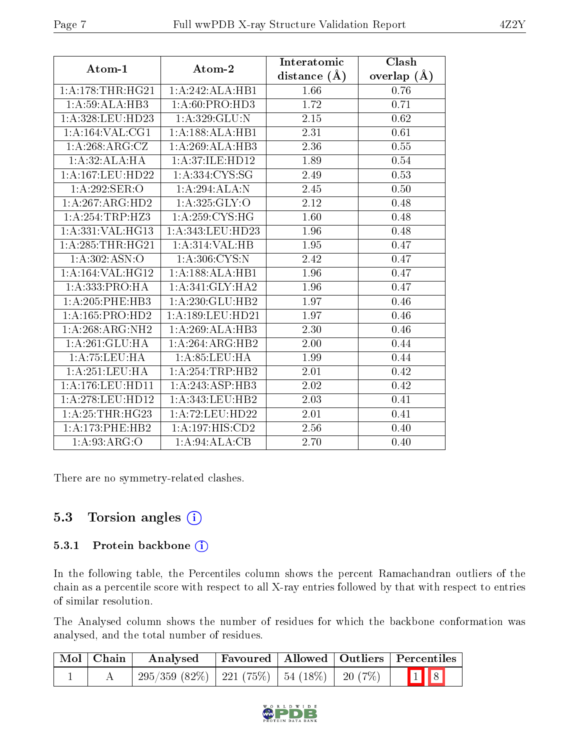| Atom-1 | Atom-2 | Interatomic distance (Å) | Clash overlap (Å) |
|---|---|---|---|
| 1:A:178:THR:HG21 | 1:A:242:ALA:HB1 | 1.66 | 0.76 |
| 1:A:59:ALA:HB3 | 1:A:60:PRO:HD3 | 1.72 | 0.71 |
| 1:A:328:LEU:HD23 | 1:A:329:GLU:N | 2.15 | 0.62 |
| 1:A:164:VAL:CG1 | 1:A:188:ALA:HB1 | 2.31 | 0.61 |
| 1:A:268:ARG:CZ | 1:A:269:ALA:HB3 | 2.36 | 0.55 |
| 1:A:32:ALA:HA | 1:A:37:ILE:HD12 | 1.89 | 0.54 |
| 1:A:167:LEU:HD22 | 1:A:334:CYS:SG | 2.49 | 0.53 |
| 1:A:292:SER:O | 1:A:294:ALA:N | 2.45 | 0.50 |
| 1:A:267:ARG:HD2 | 1:A:325:GLY:O | 2.12 | 0.48 |
| 1:A:254:TRP:HZ3 | 1:A:259:CYS:HG | 1.60 | 0.48 |
| 1:A:331:VAL:HG13 | 1:A:343:LEU:HD23 | 1.96 | 0.48 |
| 1:A:285:THR:HG21 | 1:A:314:VAL:HB | 1.95 | 0.47 |
| 1:A:302:ASN:O | 1:A:306:CYS:N | 2.42 | 0.47 |
| 1:A:164:VAL:HG12 | 1:A:188:ALA:HB1 | 1.96 | 0.47 |
| 1:A:333:PRO:HA | 1:A:341:GLY:HA2 | 1.96 | 0.47 |
| 1:A:205:PHE:HB3 | 1:A:230:GLU:HB2 | 1.97 | 0.46 |
| 1:A:165:PRO:HD2 | 1:A:189:LEU:HD21 | 1.97 | 0.46 |
| 1:A:268:ARG:NH2 | 1:A:269:ALA:HB3 | 2.30 | 0.46 |
| 1:A:261:GLU:HA | 1:A:264:ARG:HB2 | 2.00 | 0.44 |
| 1:A:75:LEU:HA | 1:A:85:LEU:HA | 1.99 | 0.44 |
| 1:A:251:LEU:HA | 1:A:254:TRP:HB2 | 2.01 | 0.42 |
| 1:A:176:LEU:HD11 | 1:A:243:ASP:HB3 | 2.02 | 0.42 |
| 1:A:278:LEU:HD12 | 1:A:343:LEU:HB2 | 2.03 | 0.41 |
| 1:A:25:THR:HG23 | 1:A:72:LEU:HD22 | 2.01 | 0.41 |
| 1:A:173:PHE:HB2 | 1:A:197:HIS:CD2 | 2.56 | 0.40 |
| 1:A:93:ARG:O | 1:A:94:ALA:CB | 2.70 | 0.40 |

There are no symmetry-related clashes.

## 5.3 Torsion angles

### 5.3.1 Protein backbone

In the following table, the Percentiles column shows the percent Ramachandran outliers of the chain as a percentile score with respect to all X-ray entries followed by that with respect to entries of similar resolution.

The Analysed column shows the number of residues for which the backbone conformation was analysed, and the total number of residues.

| Mol | Chain | Analysed | Favoured | Allowed | Outliers | Percentiles | |
|---|---|---|---|---|---|---|---|
| 1 | A | 295/359 (82%) | 221 (75%) | 54 (18%) | 20 (7%) | 1 | 8 |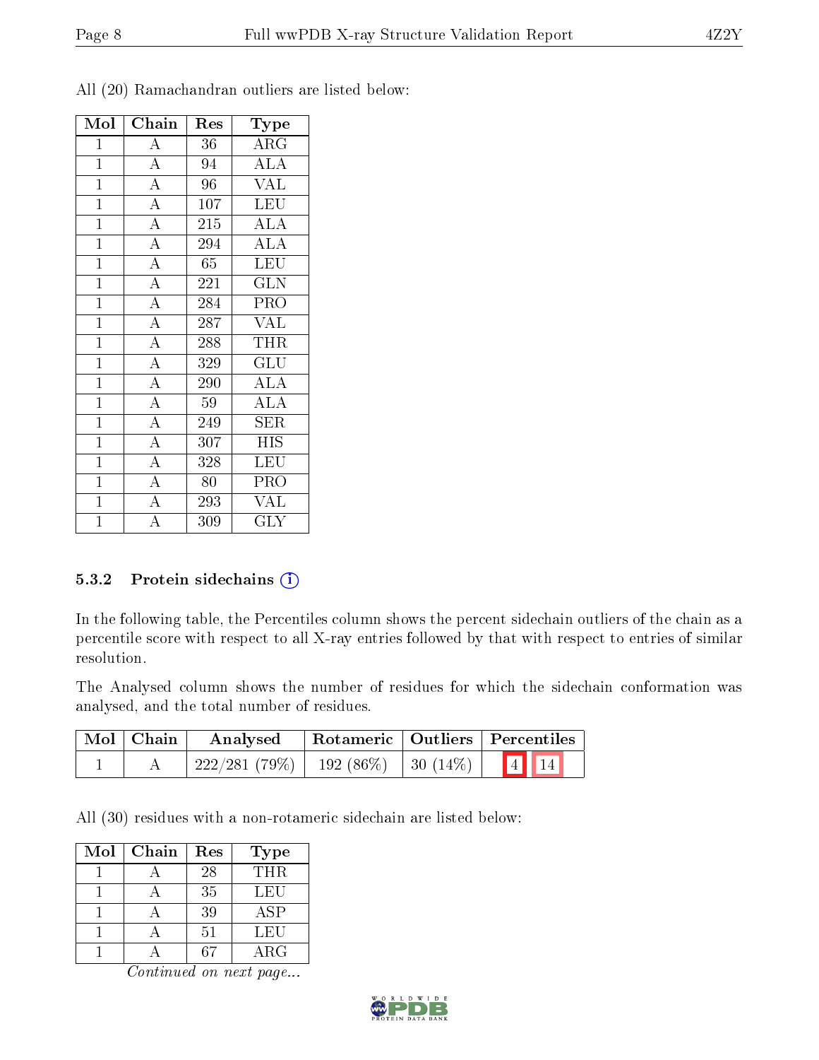All (20) Ramachandran outliers are listed below:

| Mol | Chain | Res | Type |
|---|---|---|---|
| 1 | A | 36 | ARG |
| 1 | A | 94 | ALA |
| 1 | A | 96 | VAL |
| 1 | A | 107 | LEU |
| 1 | A | 215 | ALA |
| 1 | A | 294 | ALA |
| 1 | A | 65 | LEU |
| 1 | A | 221 | GLN |
| 1 | A | 284 | PRO |
| 1 | A | 287 | VAL |
| 1 | A | 288 | THR |
| 1 | A | 329 | GLU |
| 1 | A | 290 | ALA |
| 1 | A | 59 | ALA |
| 1 | A | 249 | SER |
| 1 | A | 307 | HIS |
| 1 | A | 328 | LEU |
| 1 | A | 80 | PRO |
| 1 | A | 293 | VAL |
| 1 | A | 309 | GLY |

### 5.3.2 Protein sidechains

In the following table, the Percentiles column shows the percent sidechain outliers of the chain as a percentile score with respect to all X-ray entries followed by that with respect to entries of similar resolution.

The Analysed column shows the number of residues for which the sidechain conformation was analysed, and the total number of residues.

| Mol | Chain | Analysed | Rotameric | Outliers | Percentiles |
|---|---|---|---|---|---|
| 1 | A | 222/281 (79%) | 192 (86%) | 30 (14%) | 4 14 |

All (30) residues with a non-rotameric sidechain are listed below:

| Mol | Chain | Res | Type |
|---|---|---|---|
| 1 | A | 28 | THR |
| 1 | A | 35 | LEU |
| 1 | A | 39 | ASP |
| 1 | A | 51 | LEU |
| 1 | A | 67 | ARG |

*Continued on next page...*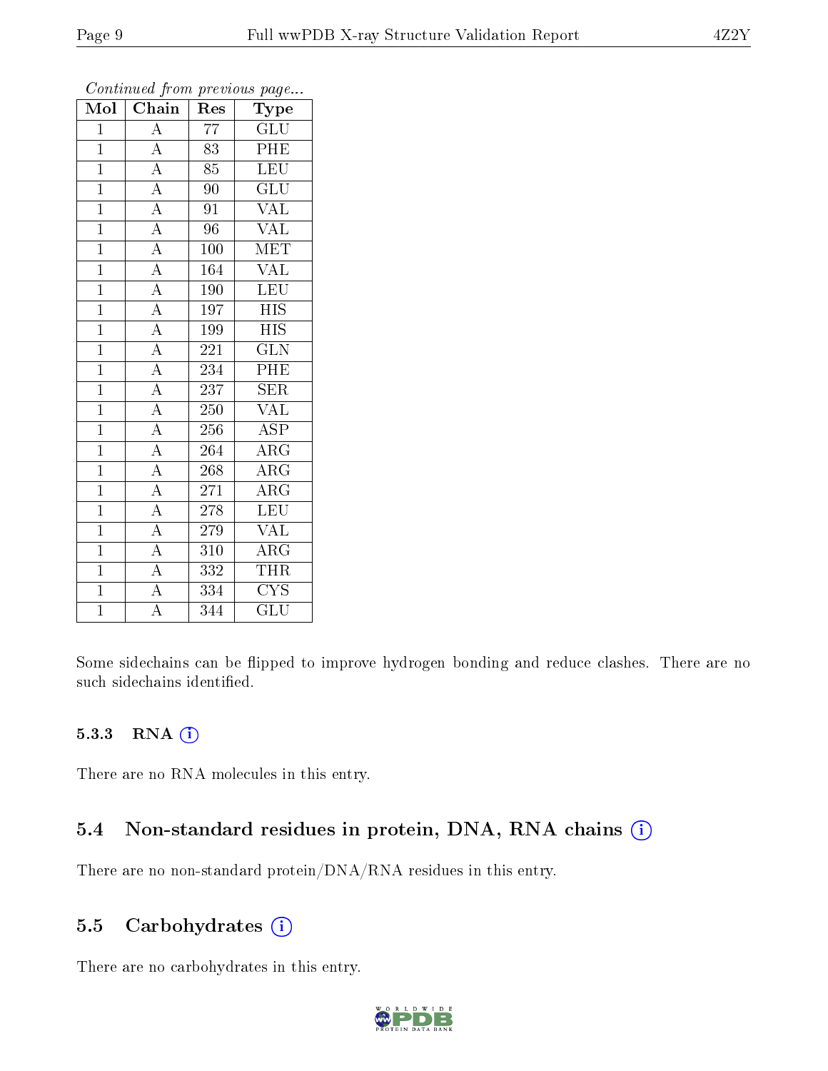*Continued from previous page...*

| Mol | Chain | Res | Type |
|---|---|---|---|
| 1 | A | 77 | GLU |
| 1 | A | 83 | PHE |
| 1 | A | 85 | LEU |
| 1 | A | 90 | GLU |
| 1 | A | 91 | VAL |
| 1 | A | 96 | VAL |
| 1 | A | 100 | MET |
| 1 | A | 164 | VAL |
| 1 | A | 190 | LEU |
| 1 | A | 197 | HIS |
| 1 | A | 199 | HIS |
| 1 | A | 221 | GLN |
| 1 | A | 234 | PHE |
| 1 | A | 237 | SER |
| 1 | A | 250 | VAL |
| 1 | A | 256 | ASP |
| 1 | A | 264 | ARG |
| 1 | A | 268 | ARG |
| 1 | A | 271 | ARG |
| 1 | A | 278 | LEU |
| 1 | A | 279 | VAL |
| 1 | A | 310 | ARG |
| 1 | A | 332 | THR |
| 1 | A | 334 | CYS |
| 1 | A | 344 | GLU |

Some sidechains can be flipped to improve hydrogen bonding and reduce clashes. There are no such sidechains identified.

### 5.3.3 RNA

There are no RNA molecules in this entry.

## 5.4 Non-standard residues in protein, DNA, RNA chains

There are no non-standard protein/DNA/RNA residues in this entry.

## 5.5 Carbohydrates

There are no carbohydrates in this entry.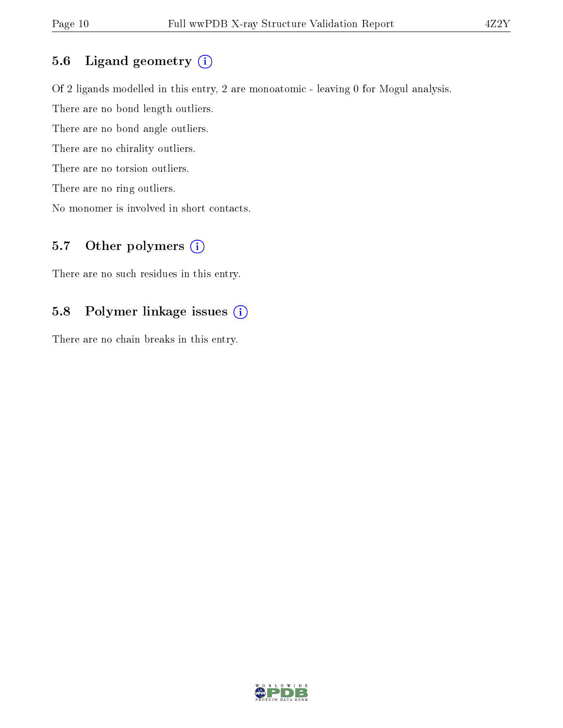## 5.6 Ligand geometry (i)

Of 2 ligands modelled in this entry, 2 are monoatomic - leaving 0 for Mogul analysis.

There are no bond length outliers.

There are no bond angle outliers.

There are no chirality outliers.

There are no torsion outliers.

There are no ring outliers.

No monomer is involved in short contacts.

## 5.7 Other polymers (i)

There are no such residues in this entry.

## 5.8 Polymer linkage issues (i)

There are no chain breaks in this entry.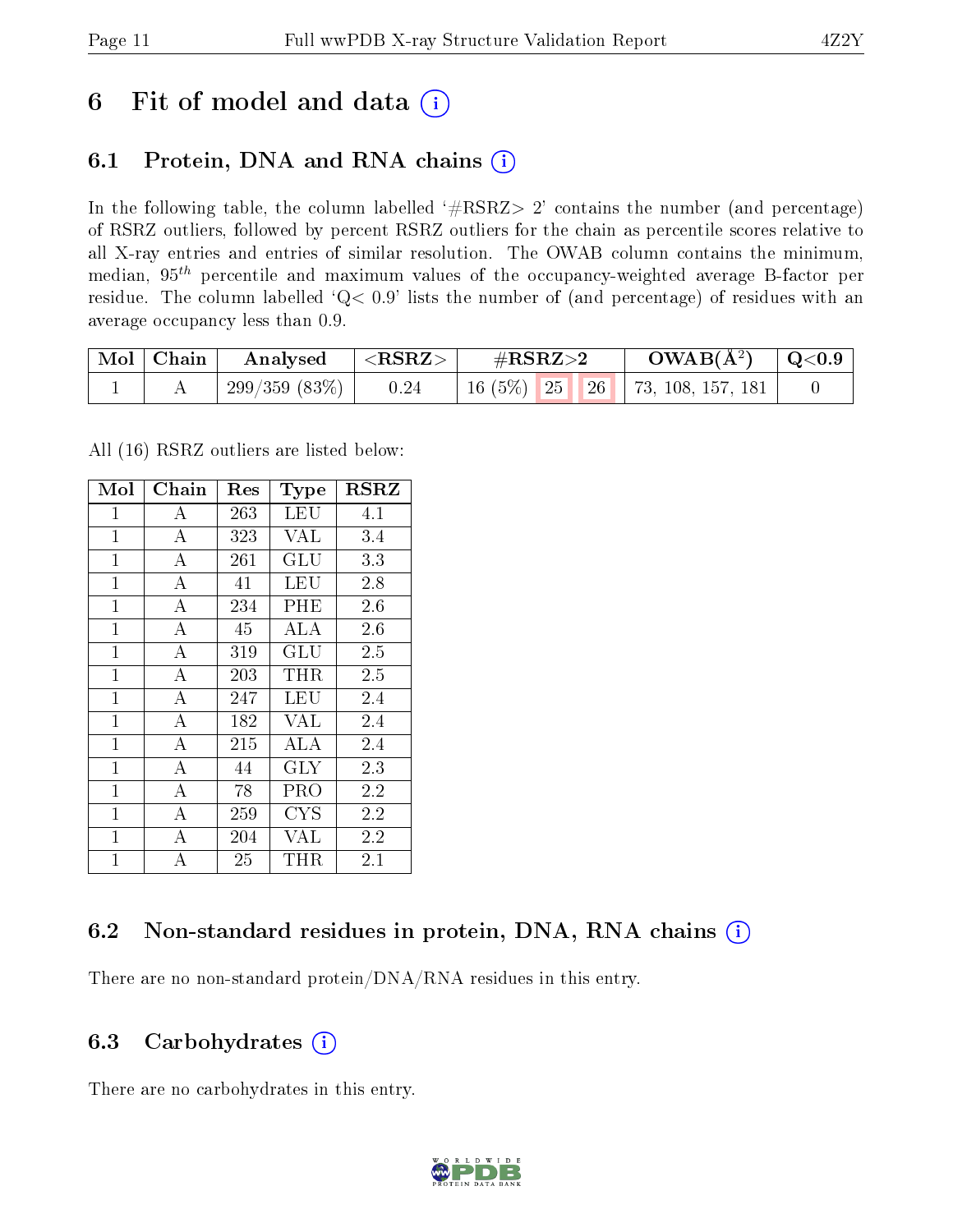# 6 Fit of model and data

## 6.1 Protein, DNA and RNA chains

In the following table, the column labelled '#RSRZ> 2' contains the number (and percentage) of RSRZ outliers, followed by percent RSRZ outliers for the chain as percentile scores relative to all X-ray entries and entries of similar resolution. The OWAB column contains the minimum, median, $95^{th}$ percentile and maximum values of the occupancy-weighted average B-factor per residue. The column labelled 'Q< 0.9' lists the number of (and percentage) of residues with an average occupancy less than 0.9.

| Mol | Chain | Analysed | <RSRZ> | #RSRZ>2 | | | OWAB(Å$^2$) | Q<0.9 |
|---|---|---|---|---|---|---|---|---|
| 1 | A | 299/359 (83%) | 0.24 | 16 (5%) | 25 | 26 | 73, 108, 157, 181 | 0 |

All (16) RSRZ outliers are listed below:

| Mol | Chain | Res | Type | RSRZ |
|---|---|---|---|---|
| 1 | A | 263 | LEU | 4.1 |
| 1 | A | 323 | VAL | 3.4 |
| 1 | A | 261 | GLU | 3.3 |
| 1 | A | 41 | LEU | 2.8 |
| 1 | A | 234 | PHE | 2.6 |
| 1 | A | 45 | ALA | 2.6 |
| 1 | A | 319 | GLU | 2.5 |
| 1 | A | 203 | THR | 2.5 |
| 1 | A | 247 | LEU | 2.4 |
| 1 | A | 182 | VAL | 2.4 |
| 1 | A | 215 | ALA | 2.4 |
| 1 | A | 44 | GLY | 2.3 |
| 1 | A | 78 | PRO | 2.2 |
| 1 | A | 259 | CYS | 2.2 |
| 1 | A | 204 | VAL | 2.2 |
| 1 | A | 25 | THR | 2.1 |

## 6.2 Non-standard residues in protein, DNA, RNA chains

There are no non-standard protein/DNA/RNA residues in this entry.

## 6.3 Carbohydrates

There are no carbohydrates in this entry.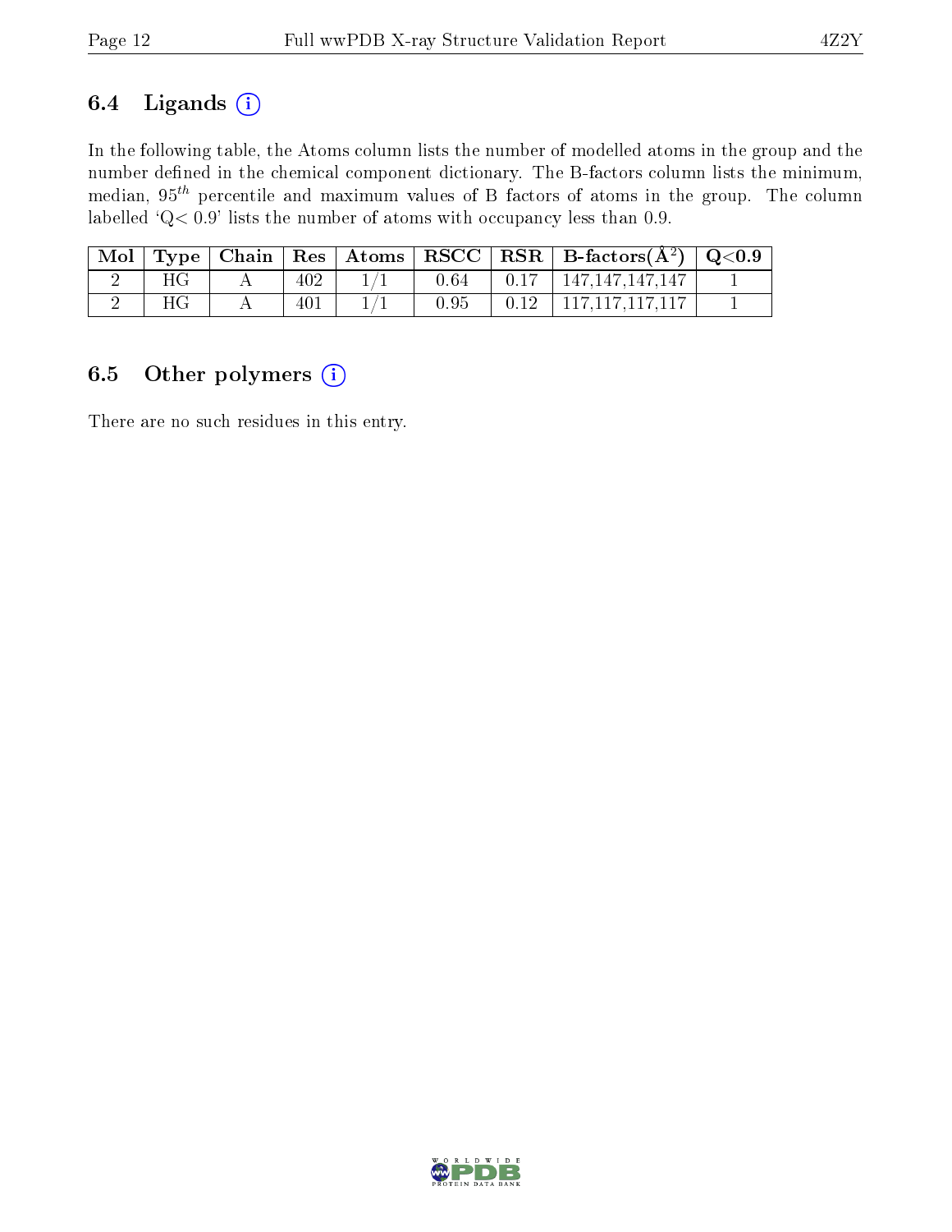### 6.4 Ligands (i)

In the following table, the Atoms column lists the number of modelled atoms in the group and the number defined in the chemical component dictionary. The B-factors column lists the minimum, median, $95^{th}$ percentile and maximum values of B factors of atoms in the group. The column labelled 'Q< 0.9' lists the number of atoms with occupancy less than 0.9.

| Mol | Type | Chain | Res | Atoms | RSCC | RSR | B-factors($Å^2$) | Q<0.9 |
|---|---|---|---|---|---|---|---|---|
| 2 | HG | A | 402 | 1/1 | 0.64 | 0.17 | 147,147,147,147 | 1 |
| 2 | HG | A | 401 | 1/1 | 0.95 | 0.12 | 117,117,117,117 | 1 |

### 6.5 Other polymers (i)

There are no such residues in this entry.